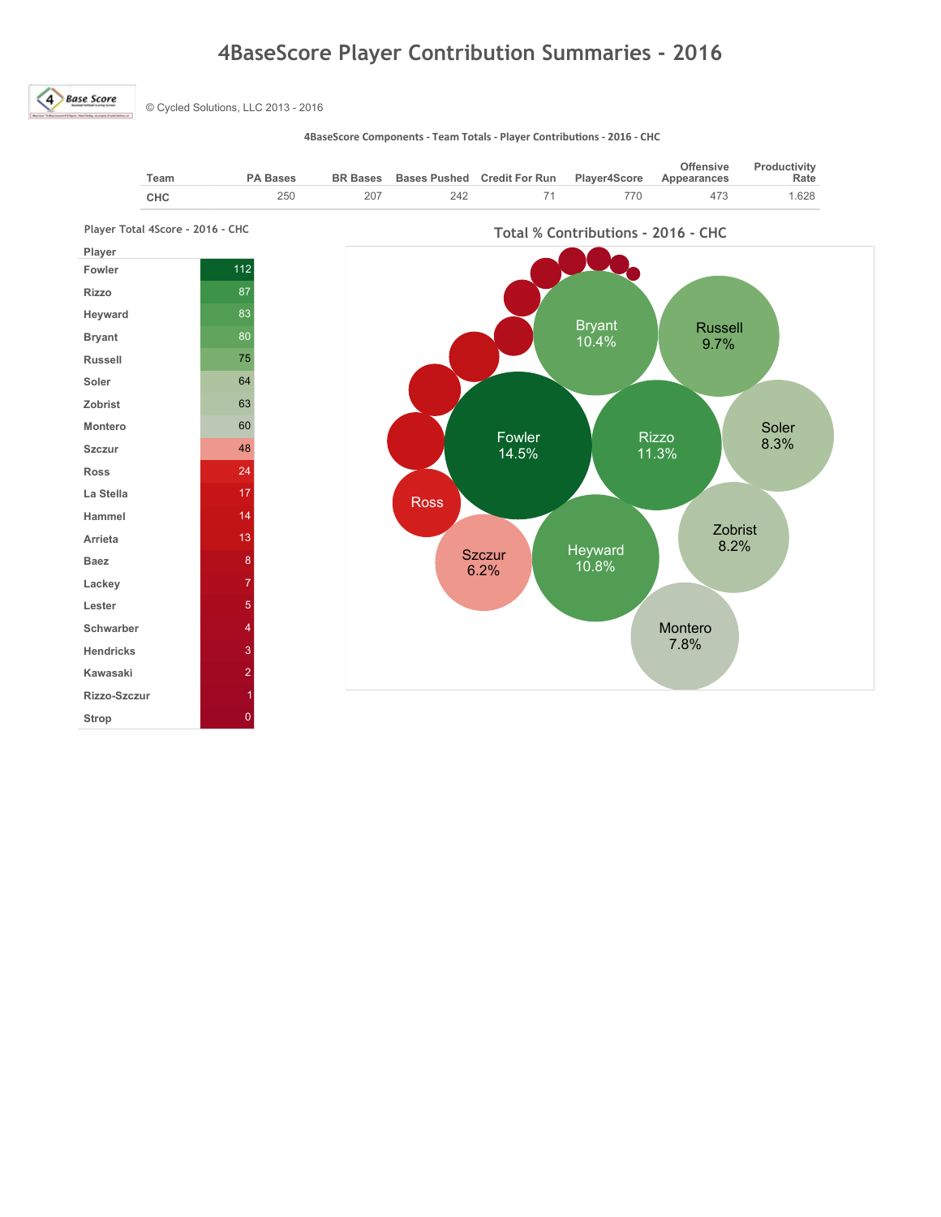# 4BaseScore Player Contribution Summaries - 2016

© Cycled Solutions, LLC 2013 - 2016

**4BaseScore Components - Team Totals - Player Contributions - 2016 - CHC**

| Team | PA Bases | BR Bases | Bases Pushed | Credit For Run | Player4Score | Offensive Appearances | Productivity Rate |
|---|---|---|---|---|---|---|---|
| CHC | 250 | 207 | 242 | 71 | 770 | 473 | 1.628 |

**Player Total 4Score - 2016 - CHC**

| Player | |
|---|---|
| Fowler | 112 |
| Rizzo | 87 |
| Heyward | 83 |
| Bryant | 80 |
| Russell | 75 |
| Soler | 64 |
| Zobrist | 63 |
| Montero | 60 |
| Szczur | 48 |
| Ross | 24 |
| La Stella | 17 |
| Hammel | 14 |
| Arrieta | 13 |
| Baez | 8 |
| Lackey | 7 |
| Lester | 5 |
| Schwarber | 4 |
| Hendricks | 3 |
| Kawasaki | 2 |
| Rizzo-Szczur | 1 |
| Strop | 0 |

**Total % Contributions - 2016 - CHC**

| Player | % |
|---|---|
| Fowler | 14.5% |
| Rizzo | 11.3% |
| Heyward | 10.8% |
| Bryant | 10.4% |
| Russell | 9.7% |
| Soler | 8.3% |
| Zobrist | 8.2% |
| Montero | 7.8% |
| Szczur | 6.2% |
| Ross | |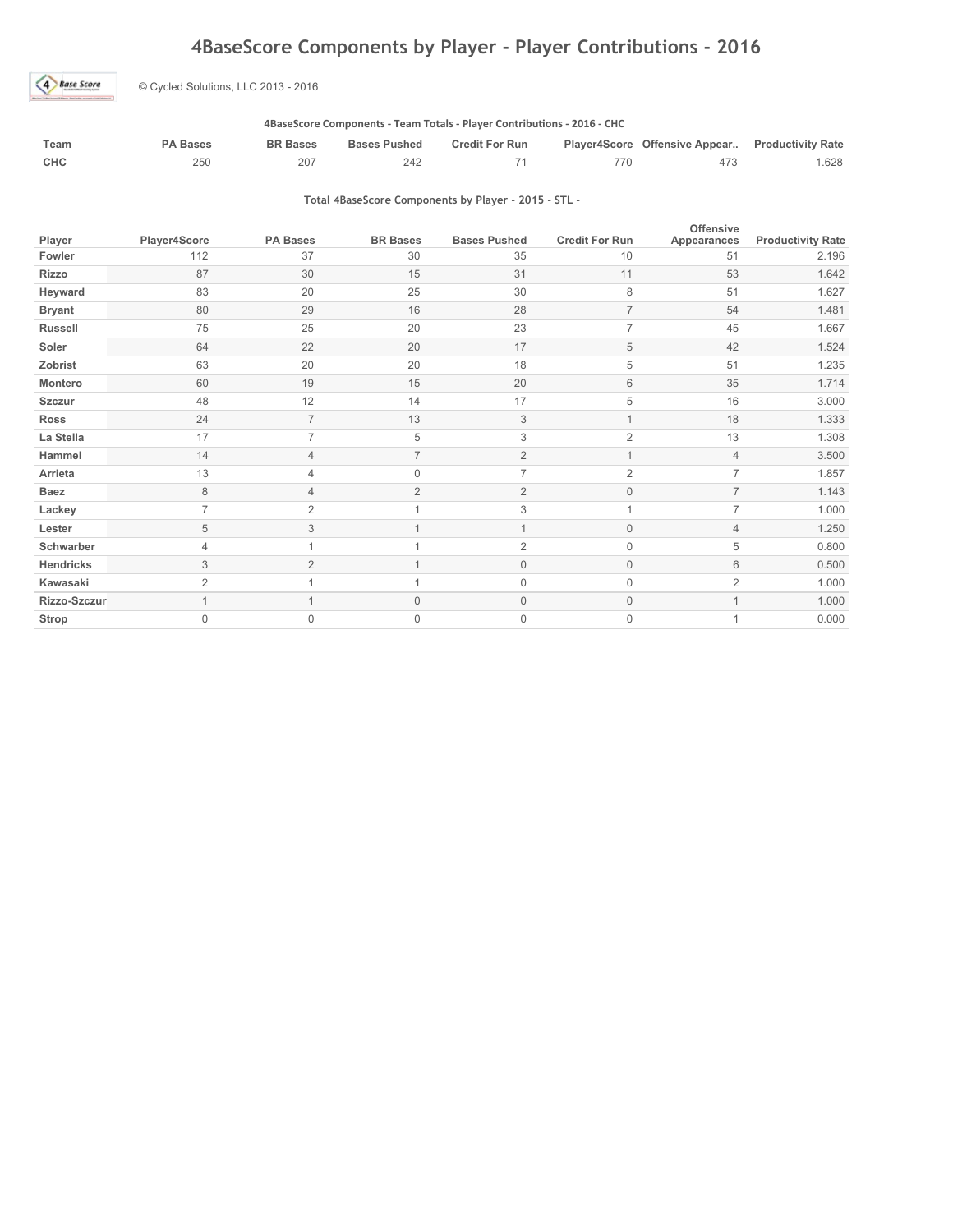# 4BaseScore Components by Player - Player Contributions - 2016

© Cycled Solutions, LLC 2013 - 2016

**4BaseScore Components - Team Totals - Player Contributions - 2016 - CHC**

| Team | PA Bases | BR Bases | Bases Pushed | Credit For Run | Player4Score | Offensive Appear.. | Productivity Rate |
|---|---|---|---|---|---|---|---|
| CHC | 250 | 207 | 242 | 71 | 770 | 473 | 1.628 |

**Total 4BaseScore Components by Player - 2015 - STL -**

| Player | Player4Score | PA Bases | BR Bases | Bases Pushed | Credit For Run | Offensive Appearances | Productivity Rate |
|---|---|---|---|---|---|---|---|
| Fowler | 112 | 37 | 30 | 35 | 10 | 51 | 2.196 |
| Rizzo | 87 | 30 | 15 | 31 | 11 | 53 | 1.642 |
| Heyward | 83 | 20 | 25 | 30 | 8 | 51 | 1.627 |
| Bryant | 80 | 29 | 16 | 28 | 7 | 54 | 1.481 |
| Russell | 75 | 25 | 20 | 23 | 7 | 45 | 1.667 |
| Soler | 64 | 22 | 20 | 17 | 5 | 42 | 1.524 |
| Zobrist | 63 | 20 | 20 | 18 | 5 | 51 | 1.235 |
| Montero | 60 | 19 | 15 | 20 | 6 | 35 | 1.714 |
| Szczur | 48 | 12 | 14 | 17 | 5 | 16 | 3.000 |
| Ross | 24 | 7 | 13 | 3 | 1 | 18 | 1.333 |
| La Stella | 17 | 7 | 5 | 3 | 2 | 13 | 1.308 |
| Hammel | 14 | 4 | 7 | 2 | 1 | 4 | 3.500 |
| Arrieta | 13 | 4 | 0 | 7 | 2 | 7 | 1.857 |
| Baez | 8 | 4 | 2 | 2 | 0 | 7 | 1.143 |
| Lackey | 7 | 2 | 1 | 3 | 1 | 7 | 1.000 |
| Lester | 5 | 3 | 1 | 1 | 0 | 4 | 1.250 |
| Schwarber | 4 | 1 | 1 | 2 | 0 | 5 | 0.800 |
| Hendricks | 3 | 2 | 1 | 0 | 0 | 6 | 0.500 |
| Kawasaki | 2 | 1 | 1 | 0 | 0 | 2 | 1.000 |
| Rizzo-Szczur | 1 | 1 | 0 | 0 | 0 | 1 | 1.000 |
| Strop | 0 | 0 | 0 | 0 | 0 | 1 | 0.000 |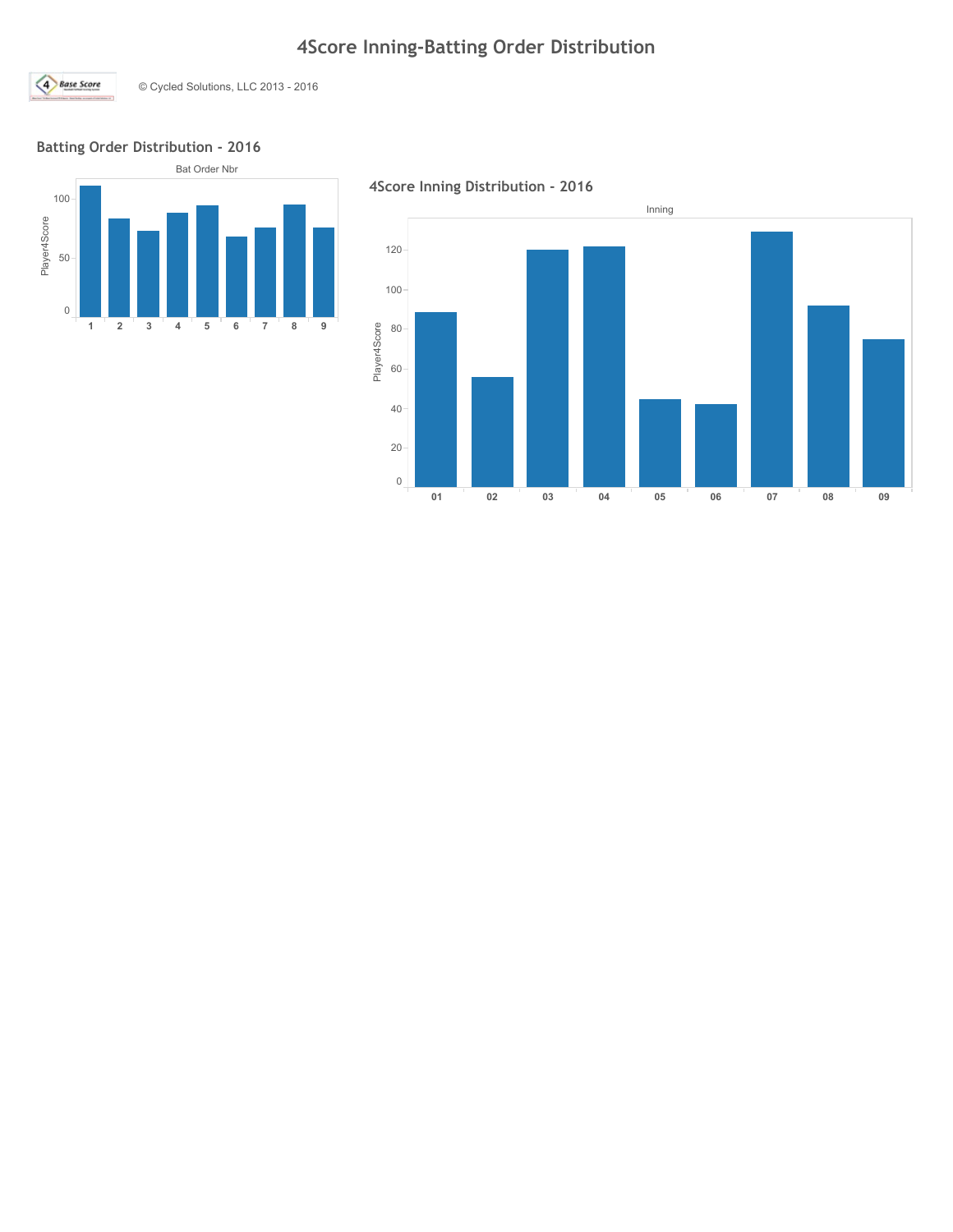# 4Score Inning-Batting Order Distribution

4 Base Score

© Cycled Solutions, LLC 2013 - 2016

## Batting Order Distribution - 2016

Bat Order Nbr

Player4Score

100

50

0

1 2 3 4 5 6 7 8 9

## 4Score Inning Distribution - 2016

Inning

Player4Score

120

100

80

60

40

20

0

01 02 03 04 05 06 07 08 09